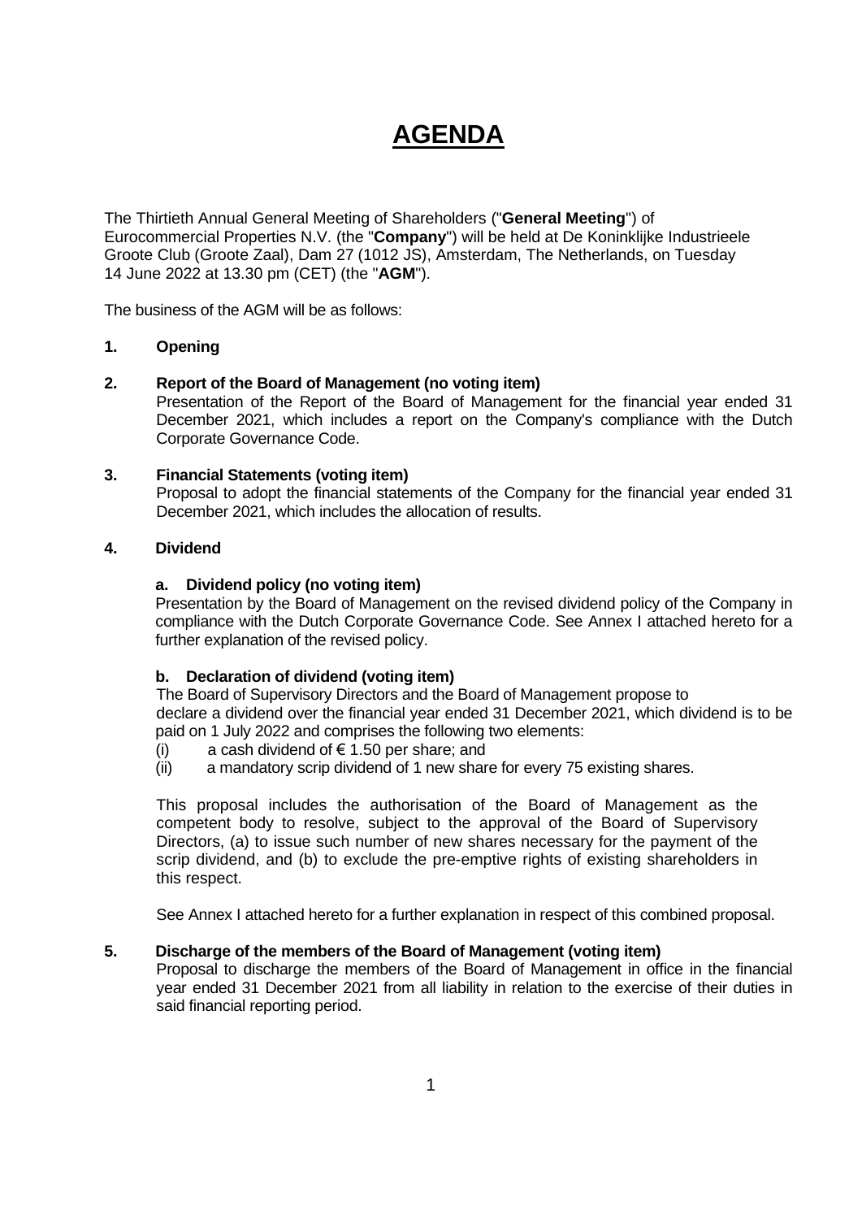# AGENDA

The Thirtieth Annual General Meeting of Shareholders ("**General Meeting**") of Eurocommercial Properties N.V. (the "**Company**") will be held at De Koninklijke Industrieele Groote Club (Groote Zaal), Dam 27 (1012 JS), Amsterdam, The Netherlands, on Tuesday 14 June 2022 at 13.30 pm (CET) (the "**AGM**").

The business of the AGM will be as follows:

**1. Opening**

**2. Report of the Board of Management (no voting item)**

Presentation of the Report of the Board of Management for the financial year ended 31 December 2021, which includes a report on the Company's compliance with the Dutch Corporate Governance Code.

**3. Financial Statements (voting item)**

Proposal to adopt the financial statements of the Company for the financial year ended 31 December 2021, which includes the allocation of results.

**4. Dividend**

**a. Dividend policy (no voting item)**

Presentation by the Board of Management on the revised dividend policy of the Company in compliance with the Dutch Corporate Governance Code. See Annex I attached hereto for a further explanation of the revised policy.

**b. Declaration of dividend (voting item)**

The Board of Supervisory Directors and the Board of Management propose to declare a dividend over the financial year ended 31 December 2021, which dividend is to be paid on 1 July 2022 and comprises the following two elements:

(i) a cash dividend of € 1.50 per share; and

(ii) a mandatory scrip dividend of 1 new share for every 75 existing shares.

This proposal includes the authorisation of the Board of Management as the competent body to resolve, subject to the approval of the Board of Supervisory Directors, (a) to issue such number of new shares necessary for the payment of the scrip dividend, and (b) to exclude the pre-emptive rights of existing shareholders in this respect.

See Annex I attached hereto for a further explanation in respect of this combined proposal.

**5. Discharge of the members of the Board of Management (voting item)**

Proposal to discharge the members of the Board of Management in office in the financial year ended 31 December 2021 from all liability in relation to the exercise of their duties in said financial reporting period.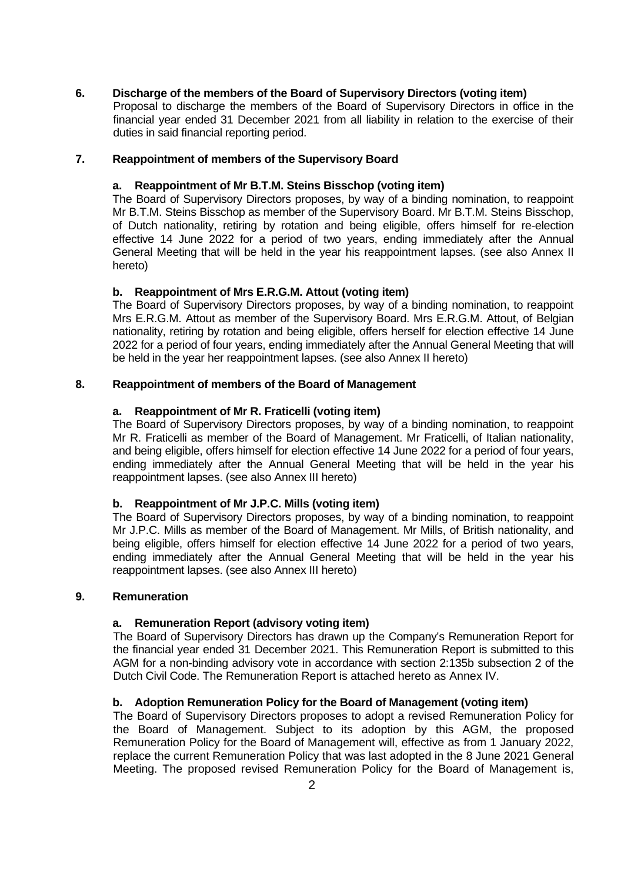**6. Discharge of the members of the Board of Supervisory Directors (voting item)**

Proposal to discharge the members of the Board of Supervisory Directors in office in the financial year ended 31 December 2021 from all liability in relation to the exercise of their duties in said financial reporting period.

**7. Reappointment of members of the Supervisory Board**

**a. Reappointment of Mr B.T.M. Steins Bisschop (voting item)**

The Board of Supervisory Directors proposes, by way of a binding nomination, to reappoint Mr B.T.M. Steins Bisschop as member of the Supervisory Board. Mr B.T.M. Steins Bisschop, of Dutch nationality, retiring by rotation and being eligible, offers himself for re-election effective 14 June 2022 for a period of two years, ending immediately after the Annual General Meeting that will be held in the year his reappointment lapses. (see also Annex II hereto)

**b. Reappointment of Mrs E.R.G.M. Attout (voting item)**

The Board of Supervisory Directors proposes, by way of a binding nomination, to reappoint Mrs E.R.G.M. Attout as member of the Supervisory Board. Mrs E.R.G.M. Attout, of Belgian nationality, retiring by rotation and being eligible, offers herself for election effective 14 June 2022 for a period of four years, ending immediately after the Annual General Meeting that will be held in the year her reappointment lapses. (see also Annex II hereto)

**8. Reappointment of members of the Board of Management**

**a. Reappointment of Mr R. Fraticelli (voting item)**

The Board of Supervisory Directors proposes, by way of a binding nomination, to reappoint Mr R. Fraticelli as member of the Board of Management. Mr Fraticelli, of Italian nationality, and being eligible, offers himself for election effective 14 June 2022 for a period of four years, ending immediately after the Annual General Meeting that will be held in the year his reappointment lapses. (see also Annex III hereto)

**b. Reappointment of Mr J.P.C. Mills (voting item)**

The Board of Supervisory Directors proposes, by way of a binding nomination, to reappoint Mr J.P.C. Mills as member of the Board of Management. Mr Mills, of British nationality, and being eligible, offers himself for election effective 14 June 2022 for a period of two years, ending immediately after the Annual General Meeting that will be held in the year his reappointment lapses. (see also Annex III hereto)

**9. Remuneration**

**a. Remuneration Report (advisory voting item)**

The Board of Supervisory Directors has drawn up the Company's Remuneration Report for the financial year ended 31 December 2021. This Remuneration Report is submitted to this AGM for a non-binding advisory vote in accordance with section 2:135b subsection 2 of the Dutch Civil Code. The Remuneration Report is attached hereto as Annex IV.

**b. Adoption Remuneration Policy for the Board of Management (voting item)**

The Board of Supervisory Directors proposes to adopt a revised Remuneration Policy for the Board of Management. Subject to its adoption by this AGM, the proposed Remuneration Policy for the Board of Management will, effective as from 1 January 2022, replace the current Remuneration Policy that was last adopted in the 8 June 2021 General Meeting. The proposed revised Remuneration Policy for the Board of Management is,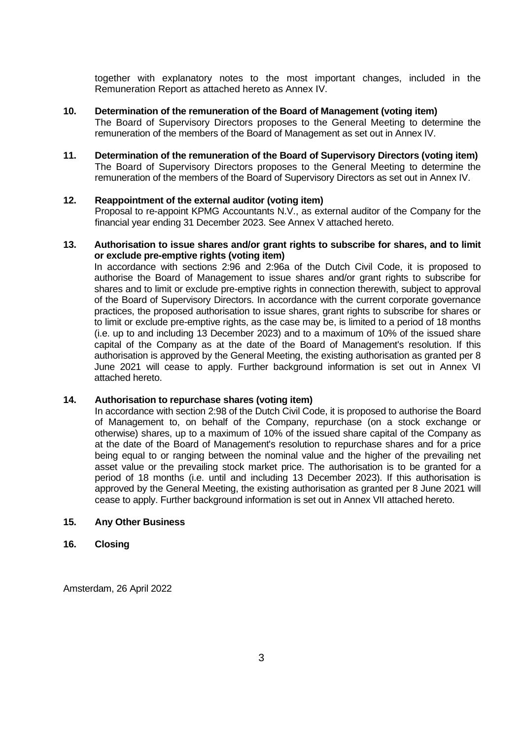together with explanatory notes to the most important changes, included in the Remuneration Report as attached hereto as Annex IV.

**10. Determination of the remuneration of the Board of Management (voting item)**

The Board of Supervisory Directors proposes to the General Meeting to determine the remuneration of the members of the Board of Management as set out in Annex IV.

**11. Determination of the remuneration of the Board of Supervisory Directors (voting item)**

The Board of Supervisory Directors proposes to the General Meeting to determine the remuneration of the members of the Board of Supervisory Directors as set out in Annex IV.

**12. Reappointment of the external auditor (voting item)**

Proposal to re-appoint KPMG Accountants N.V., as external auditor of the Company for the financial year ending 31 December 2023. See Annex V attached hereto.

**13. Authorisation to issue shares and/or grant rights to subscribe for shares, and to limit or exclude pre-emptive rights (voting item)**

In accordance with sections 2:96 and 2:96a of the Dutch Civil Code, it is proposed to authorise the Board of Management to issue shares and/or grant rights to subscribe for shares and to limit or exclude pre-emptive rights in connection therewith, subject to approval of the Board of Supervisory Directors. In accordance with the current corporate governance practices, the proposed authorisation to issue shares, grant rights to subscribe for shares or to limit or exclude pre-emptive rights, as the case may be, is limited to a period of 18 months (i.e. up to and including 13 December 2023) and to a maximum of 10% of the issued share capital of the Company as at the date of the Board of Management's resolution. If this authorisation is approved by the General Meeting, the existing authorisation as granted per 8 June 2021 will cease to apply. Further background information is set out in Annex VI attached hereto.

**14. Authorisation to repurchase shares (voting item)**

In accordance with section 2:98 of the Dutch Civil Code, it is proposed to authorise the Board of Management to, on behalf of the Company, repurchase (on a stock exchange or otherwise) shares, up to a maximum of 10% of the issued share capital of the Company as at the date of the Board of Management's resolution to repurchase shares and for a price being equal to or ranging between the nominal value and the higher of the prevailing net asset value or the prevailing stock market price. The authorisation is to be granted for a period of 18 months (i.e. until and including 13 December 2023). If this authorisation is approved by the General Meeting, the existing authorisation as granted per 8 June 2021 will cease to apply. Further background information is set out in Annex VII attached hereto.

**15. Any Other Business**

**16. Closing**

Amsterdam, 26 April 2022